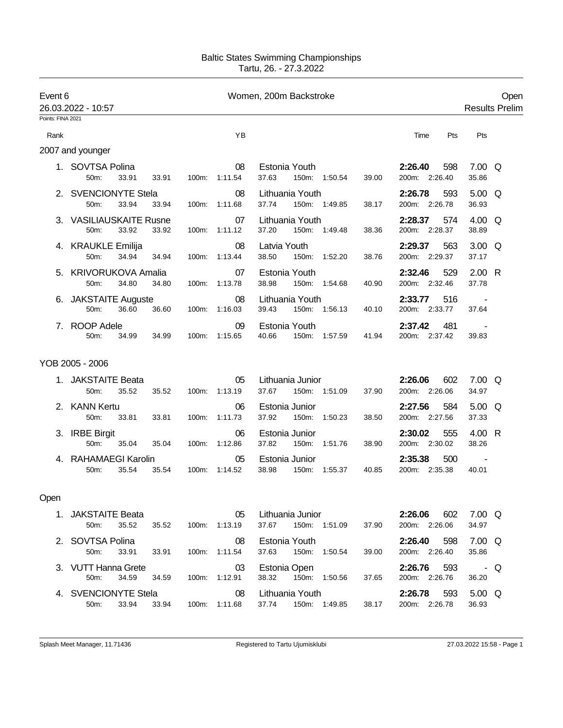Baltic States Swimming Championships
Tartu, 26. - 27.3.2022

**Event 6** — Women, 200m Backstroke — Open

26.03.2022 - 10:57 — Results Prelim

Points: FINA 2021

### 2007 and younger

| Rank | Name | YB | Club | Time | Pts | Pts | |
|---|---|---|---|---|---|---|---|
| 1. | SOVTSA Polina | 08 | Estonia Youth | 2:26.40 | 598 | 7.00 | Q |
| | 50m: 33.91 33.91 | 100m: 1:11.54 37.63 | 150m: 1:50.54 39.00 | 200m: 2:26.40 | | 35.86 | |
| 2. | SVENCIONYTE Stela | 08 | Lithuania Youth | 2:26.78 | 593 | 5.00 | Q |
| | 50m: 33.94 33.94 | 100m: 1:11.68 37.74 | 150m: 1:49.85 38.17 | 200m: 2:26.78 | | 36.93 | |
| 3. | VASILIAUSKAITE Rusne | 07 | Lithuania Youth | 2:28.37 | 574 | 4.00 | Q |
| | 50m: 33.92 33.92 | 100m: 1:11.12 37.20 | 150m: 1:49.48 38.36 | 200m: 2:28.37 | | 38.89 | |
| 4. | KRAUKLE Emilija | 08 | Latvia Youth | 2:29.37 | 563 | 3.00 | Q |
| | 50m: 34.94 34.94 | 100m: 1:13.44 38.50 | 150m: 1:52.20 38.76 | 200m: 2:29.37 | | 37.17 | |
| 5. | KRIVORUKOVA Amalia | 07 | Estonia Youth | 2:32.46 | 529 | 2.00 | R |
| | 50m: 34.80 34.80 | 100m: 1:13.78 38.98 | 150m: 1:54.68 40.90 | 200m: 2:32.46 | | 37.78 | |
| 6. | JAKSTAITE Auguste | 08 | Lithuania Youth | 2:33.77 | 516 | - | |
| | 50m: 36.60 36.60 | 100m: 1:16.03 39.43 | 150m: 1:56.13 40.10 | 200m: 2:33.77 | | 37.64 | |
| 7. | ROOP Adele | 09 | Estonia Youth | 2:37.42 | 481 | - | |
| | 50m: 34.99 34.99 | 100m: 1:15.65 40.66 | 150m: 1:57.59 41.94 | 200m: 2:37.42 | | 39.83 | |

### YOB 2005 - 2006

| Rank | Name | YB | Club | Time | Pts | Pts | |
|---|---|---|---|---|---|---|---|
| 1. | JAKSTAITE Beata | 05 | Lithuania Junior | 2:26.06 | 602 | 7.00 | Q |
| | 50m: 35.52 35.52 | 100m: 1:13.19 37.67 | 150m: 1:51.09 37.90 | 200m: 2:26.06 | | 34.97 | |
| 2. | KANN Kertu | 06 | Estonia Junior | 2:27.56 | 584 | 5.00 | Q |
| | 50m: 33.81 33.81 | 100m: 1:11.73 37.92 | 150m: 1:50.23 38.50 | 200m: 2:27.56 | | 37.33 | |
| 3. | IRBE Birgit | 06 | Estonia Junior | 2:30.02 | 555 | 4.00 | R |
| | 50m: 35.04 35.04 | 100m: 1:12.86 37.82 | 150m: 1:51.76 38.90 | 200m: 2:30.02 | | 38.26 | |
| 4. | RAHAMAEGI Karolin | 05 | Estonia Junior | 2:35.38 | 500 | - | |
| | 50m: 35.54 35.54 | 100m: 1:14.52 38.98 | 150m: 1:55.37 40.85 | 200m: 2:35.38 | | 40.01 | |

### Open

| Rank | Name | YB | Club | Time | Pts | Pts | |
|---|---|---|---|---|---|---|---|
| 1. | JAKSTAITE Beata | 05 | Lithuania Junior | 2:26.06 | 602 | 7.00 | Q |
| | 50m: 35.52 35.52 | 100m: 1:13.19 37.67 | 150m: 1:51.09 37.90 | 200m: 2:26.06 | | 34.97 | |
| 2. | SOVTSA Polina | 08 | Estonia Youth | 2:26.40 | 598 | 7.00 | Q |
| | 50m: 33.91 33.91 | 100m: 1:11.54 37.63 | 150m: 1:50.54 39.00 | 200m: 2:26.40 | | 35.86 | |
| 3. | VUTT Hanna Grete | 03 | Estonia Open | 2:26.76 | 593 | - | Q |
| | 50m: 34.59 34.59 | 100m: 1:12.91 38.32 | 150m: 1:50.56 37.65 | 200m: 2:26.76 | | 36.20 | |
| 4. | SVENCIONYTE Stela | 08 | Lithuania Youth | 2:26.78 | 593 | 5.00 | Q |
| | 50m: 33.94 33.94 | 100m: 1:11.68 37.74 | 150m: 1:49.85 38.17 | 200m: 2:26.78 | | 36.93 | |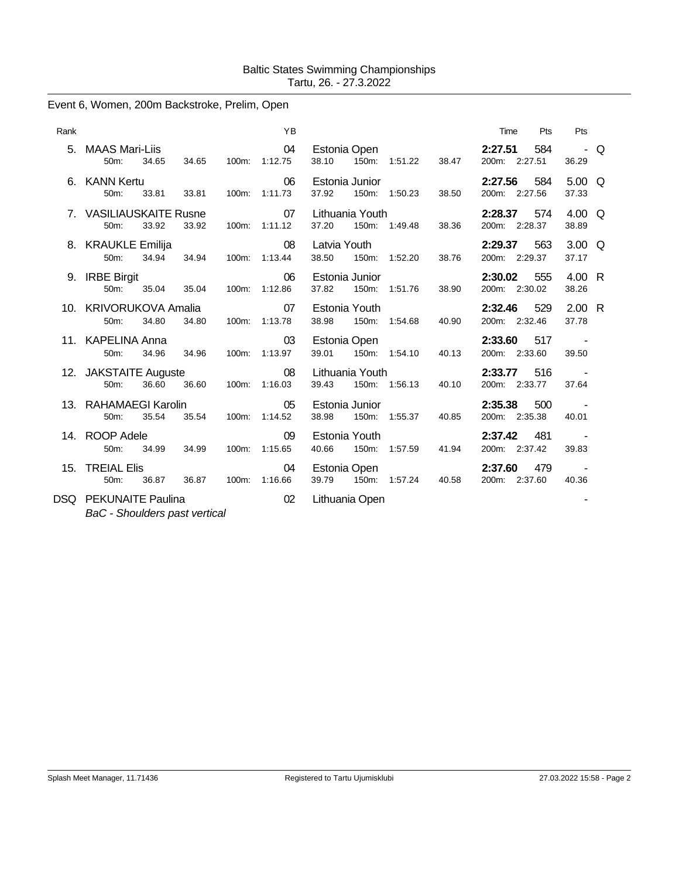Baltic States Swimming Championships
Tartu, 26. - 27.3.2022

Event 6, Women, 200m Backstroke, Prelim, Open

| Rank | | YB | | Time | Pts | Pts | |
|---|---|---|---|---|---|---|---|
| 5. | MAAS Mari-Liis | 04 | Estonia Open | **2:27.51** | 584 | - | Q |
| | 50m: 34.65 34.65 100m: 1:12.75 | | 38.10 150m: 1:51.22 38.47 | 200m: 2:27.51 | | 36.29 | |
| 6. | KANN Kertu | 06 | Estonia Junior | **2:27.56** | 584 | 5.00 | Q |
| | 50m: 33.81 33.81 100m: 1:11.73 | | 37.92 150m: 1:50.23 38.50 | 200m: 2:27.56 | | 37.33 | |
| 7. | VASILIAUSKAITE Rusne | 07 | Lithuania Youth | **2:28.37** | 574 | 4.00 | Q |
| | 50m: 33.92 33.92 100m: 1:11.12 | | 37.20 150m: 1:49.48 38.36 | 200m: 2:28.37 | | 38.89 | |
| 8. | KRAUKLE Emilija | 08 | Latvia Youth | **2:29.37** | 563 | 3.00 | Q |
| | 50m: 34.94 34.94 100m: 1:13.44 | | 38.50 150m: 1:52.20 38.76 | 200m: 2:29.37 | | 37.17 | |
| 9. | IRBE Birgit | 06 | Estonia Junior | **2:30.02** | 555 | 4.00 | R |
| | 50m: 35.04 35.04 100m: 1:12.86 | | 37.82 150m: 1:51.76 38.90 | 200m: 2:30.02 | | 38.26 | |
| 10. | KRIVORUKOVA Amalia | 07 | Estonia Youth | **2:32.46** | 529 | 2.00 | R |
| | 50m: 34.80 34.80 100m: 1:13.78 | | 38.98 150m: 1:54.68 40.90 | 200m: 2:32.46 | | 37.78 | |
| 11. | KAPELINA Anna | 03 | Estonia Open | **2:33.60** | 517 | - | |
| | 50m: 34.96 34.96 100m: 1:13.97 | | 39.01 150m: 1:54.10 40.13 | 200m: 2:33.60 | | 39.50 | |
| 12. | JAKSTAITE Auguste | 08 | Lithuania Youth | **2:33.77** | 516 | - | |
| | 50m: 36.60 36.60 100m: 1:16.03 | | 39.43 150m: 1:56.13 40.10 | 200m: 2:33.77 | | 37.64 | |
| 13. | RAHAMAEGI Karolin | 05 | Estonia Junior | **2:35.38** | 500 | - | |
| | 50m: 35.54 35.54 100m: 1:14.52 | | 38.98 150m: 1:55.37 40.85 | 200m: 2:35.38 | | 40.01 | |
| 14. | ROOP Adele | 09 | Estonia Youth | **2:37.42** | 481 | - | |
| | 50m: 34.99 34.99 100m: 1:15.65 | | 40.66 150m: 1:57.59 41.94 | 200m: 2:37.42 | | 39.83 | |
| 15. | TREIAL Elis | 04 | Estonia Open | **2:37.60** | 479 | - | |
| | 50m: 36.87 36.87 100m: 1:16.66 | | 39.79 150m: 1:57.24 40.58 | 200m: 2:37.60 | | 40.36 | |
| DSQ | PEKUNAITE Paulina | 02 | Lithuania Open | | | - | |
| | *BaC - Shoulders past vertical* | | | | | | |